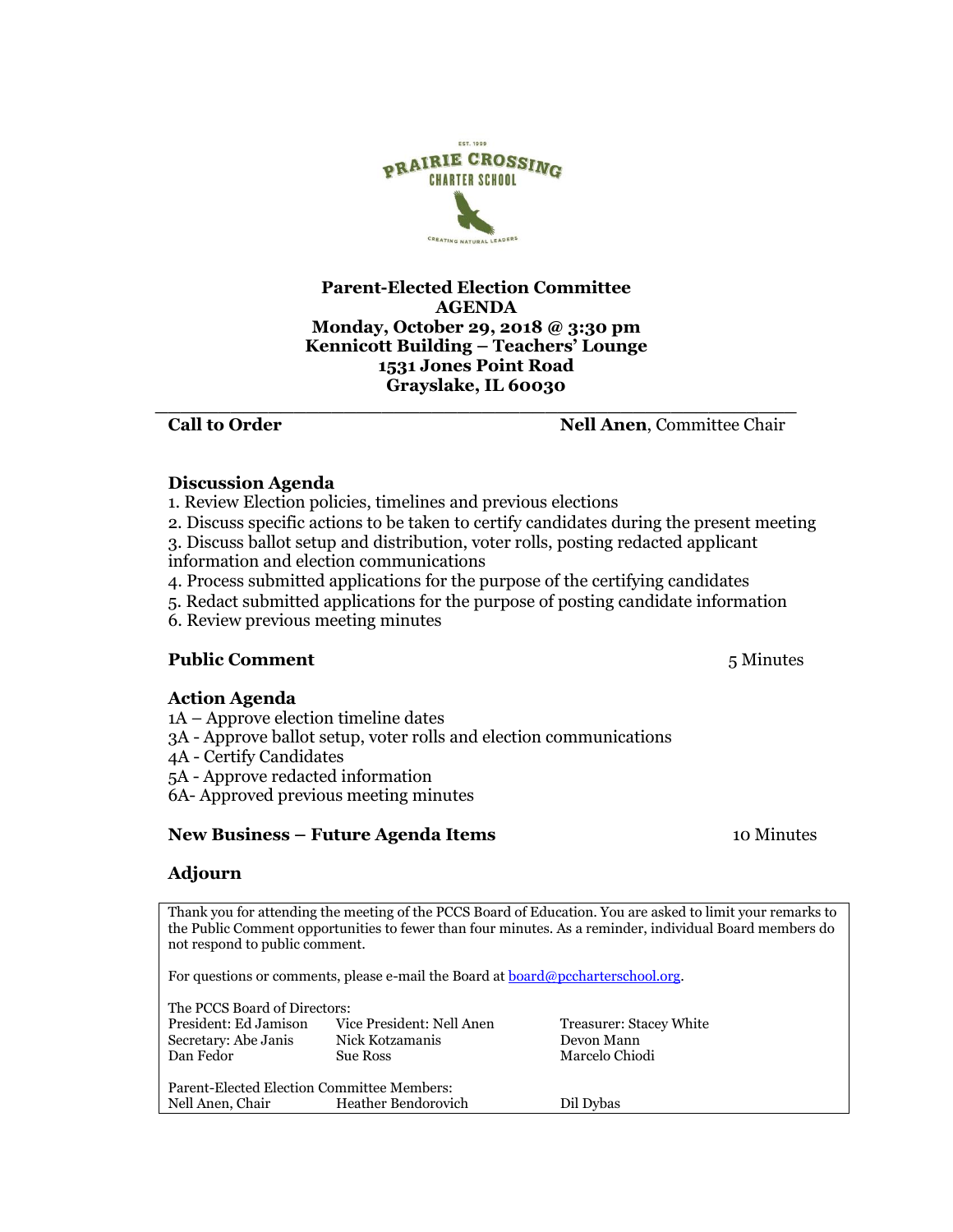PRAIRIE CROSSING CHARTER SCHOOL

# Parent-Elected Election Committee

**AGENDA**
**Monday, October 29, 2018 @ 3:30 pm**
**Kennicott Building – Teachers' Lounge**
**1531 Jones Point Road**
**Grayslake, IL 60030**

---

**Call to Order** — **Nell Anen**, Committee Chair

## Discussion Agenda

1. Review Election policies, timelines and previous elections
2. Discuss specific actions to be taken to certify candidates during the present meeting
3. Discuss ballot setup and distribution, voter rolls, posting redacted applicant information and election communications
4. Process submitted applications for the purpose of the certifying candidates
5. Redact submitted applications for the purpose of posting candidate information
6. Review previous meeting minutes

## Public Comment — 5 Minutes

## Action Agenda

1A – Approve election timeline dates
3A - Approve ballot setup, voter rolls and election communications
4A - Certify Candidates
5A - Approve redacted information
6A- Approved previous meeting minutes

## New Business – Future Agenda Items — 10 Minutes

## Adjourn

---

Thank you for attending the meeting of the PCCS Board of Education. You are asked to limit your remarks to the Public Comment opportunities to fewer than four minutes. As a reminder, individual Board members do not respond to public comment.

For questions or comments, please e-mail the Board at board@pccharterschool.org.

The PCCS Board of Directors:

| | | |
|---|---|---|
| President: Ed Jamison | Vice President: Nell Anen | Treasurer: Stacey White |
| Secretary: Abe Janis | Nick Kotzamanis | Devon Mann |
| Dan Fedor | Sue Ross | Marcelo Chiodi |

Parent-Elected Election Committee Members:

| | | |
|---|---|---|
| Nell Anen, Chair | Heather Bendorovich | Dil Dybas |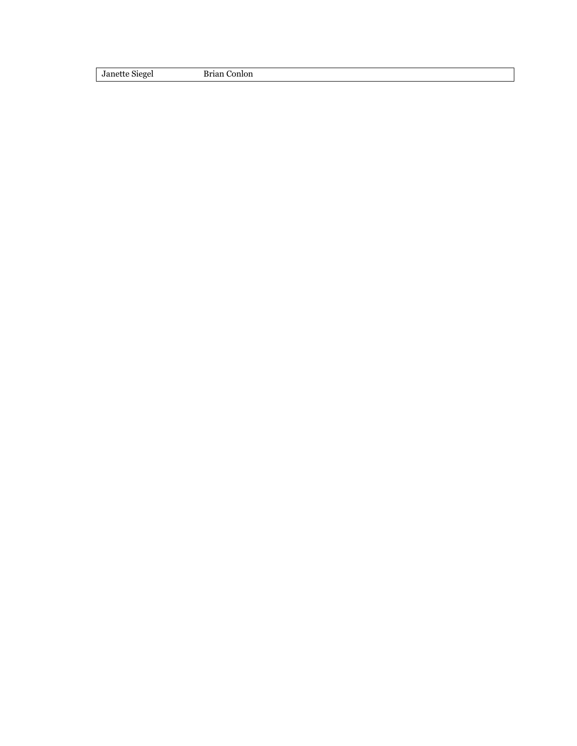| | |
|---|---|
| Janette Siegel | Brian Conlon |